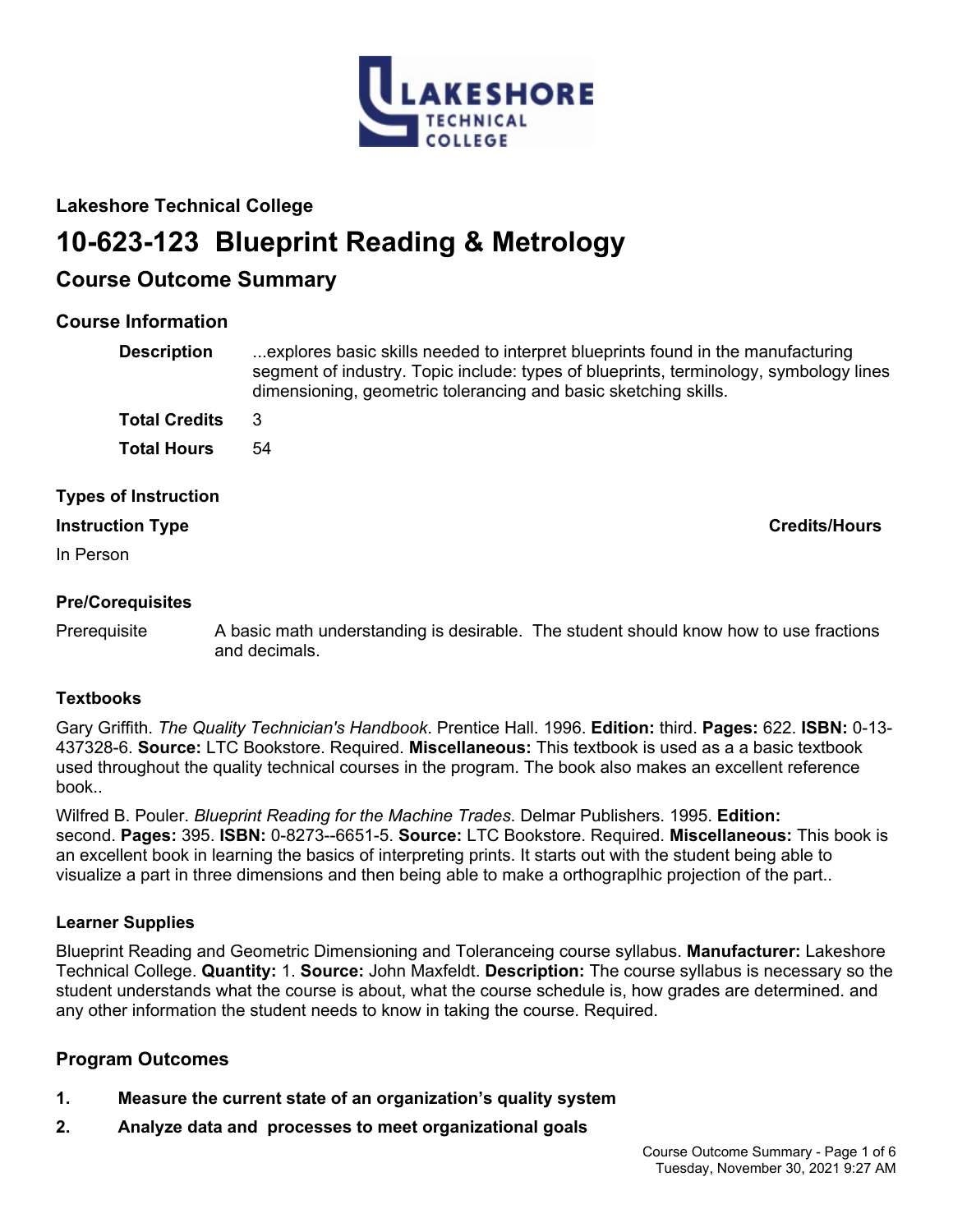**Lakeshore Technical College**

# 10-623-123 Blueprint Reading & Metrology

## Course Outcome Summary

### Course Information

**Description** ...explores basic skills needed to interpret blueprints found in the manufacturing segment of industry. Topic include: types of blueprints, terminology, symbology lines dimensioning, geometric tolerancing and basic sketching skills.

**Total Credits** 3

**Total Hours** 54

### Types of Instruction

| Instruction Type | Credits/Hours |
| --- | --- |
| In Person | |

### Pre/Corequisites

Prerequisite A basic math understanding is desirable. The student should know how to use fractions and decimals.

### Textbooks

Gary Griffith. *The Quality Technician's Handbook*. Prentice Hall. 1996. **Edition:** third. **Pages:** 622. **ISBN:** 0-13-437328-6. **Source:** LTC Bookstore. Required. **Miscellaneous:** This textbook is used as a a basic textbook used throughout the quality technical courses in the program. The book also makes an excellent reference book..

Wilfred B. Pouler. *Blueprint Reading for the Machine Trades*. Delmar Publishers. 1995. **Edition:** second. **Pages:** 395. **ISBN:** 0-8273--6651-5. **Source:** LTC Bookstore. Required. **Miscellaneous:** This book is an excellent book in learning the basics of interpreting prints. It starts out with the student being able to visualize a part in three dimensions and then being able to make a orthograplhic projection of the part..

### Learner Supplies

Blueprint Reading and Geometric Dimensioning and Toleranceing course syllabus. **Manufacturer:** Lakeshore Technical College. **Quantity:** 1. **Source:** John Maxfeldt. **Description:** The course syllabus is necessary so the student understands what the course is about, what the course schedule is, how grades are determined. and any other information the student needs to know in taking the course. Required.

## Program Outcomes

1. **Measure the current state of an organization's quality system**
2. **Analyze data and processes to meet organizational goals**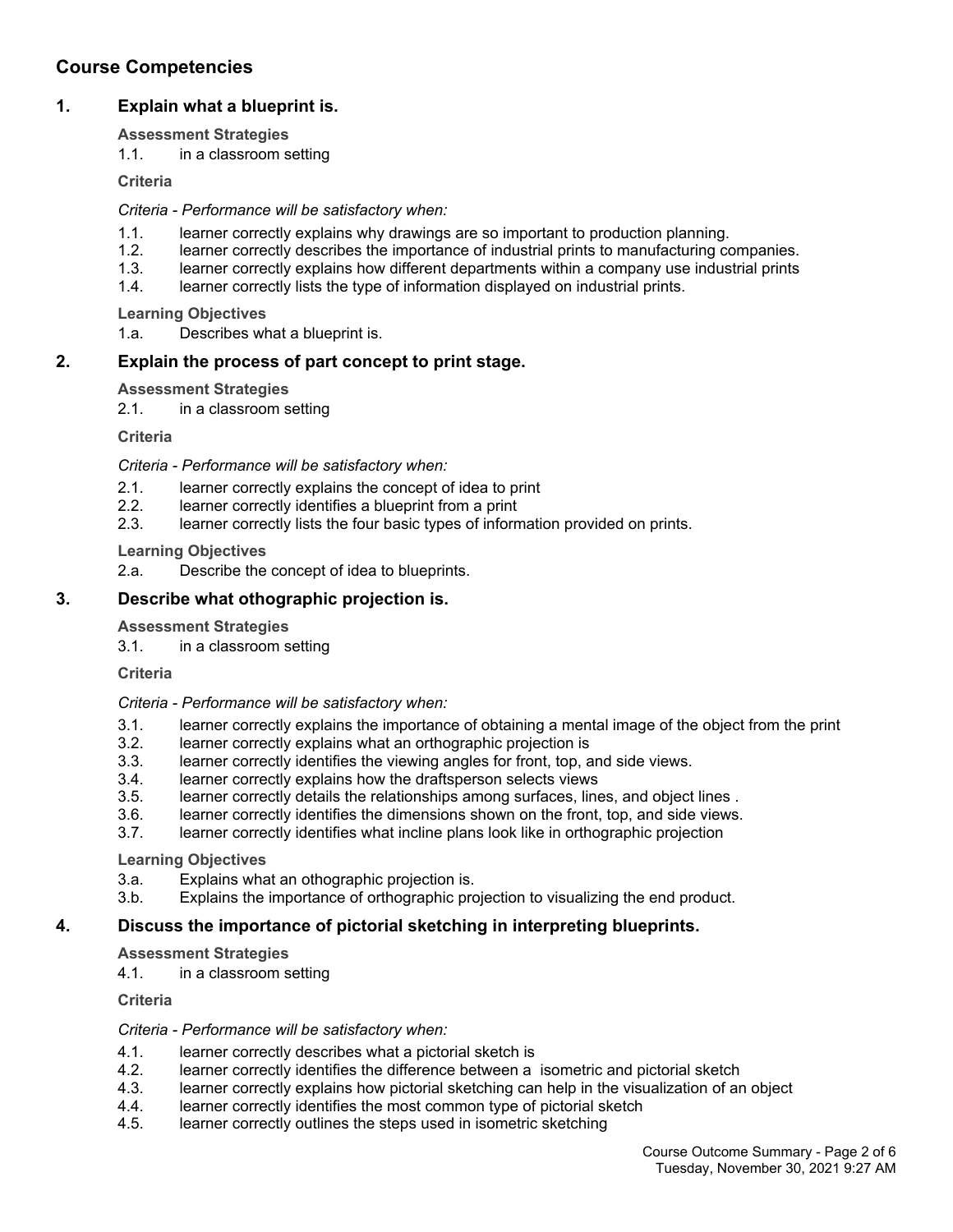## Course Competencies

### 1. Explain what a blueprint is.

**Assessment Strategies**

1.1. in a classroom setting

**Criteria**

*Criteria - Performance will be satisfactory when:*

1.1. learner correctly explains why drawings are so important to production planning.
1.2. learner correctly describes the importance of industrial prints to manufacturing companies.
1.3. learner correctly explains how different departments within a company use industrial prints
1.4. learner correctly lists the type of information displayed on industrial prints.

**Learning Objectives**

1.a. Describes what a blueprint is.

### 2. Explain the process of part concept to print stage.

**Assessment Strategies**

2.1. in a classroom setting

**Criteria**

*Criteria - Performance will be satisfactory when:*

2.1. learner correctly explains the concept of idea to print
2.2. learner correctly identifies a blueprint from a print
2.3. learner correctly lists the four basic types of information provided on prints.

**Learning Objectives**

2.a. Describe the concept of idea to blueprints.

### 3. Describe what othographic projection is.

**Assessment Strategies**

3.1. in a classroom setting

**Criteria**

*Criteria - Performance will be satisfactory when:*

3.1. learner correctly explains the importance of obtaining a mental image of the object from the print
3.2. learner correctly explains what an orthographic projection is
3.3. learner correctly identifies the viewing angles for front, top, and side views.
3.4. learner correctly explains how the draftsperson selects views
3.5. learner correctly details the relationships among surfaces, lines, and object lines .
3.6. learner correctly identifies the dimensions shown on the front, top, and side views.
3.7. learner correctly identifies what incline plans look like in orthographic projection

**Learning Objectives**

3.a. Explains what an othographic projection is.
3.b. Explains the importance of orthographic projection to visualizing the end product.

### 4. Discuss the importance of pictorial sketching in interpreting blueprints.

**Assessment Strategies**

4.1. in a classroom setting

**Criteria**

*Criteria - Performance will be satisfactory when:*

4.1. learner correctly describes what a pictorial sketch is
4.2. learner correctly identifies the difference between a isometric and pictorial sketch
4.3. learner correctly explains how pictorial sketching can help in the visualization of an object
4.4. learner correctly identifies the most common type of pictorial sketch
4.5. learner correctly outlines the steps used in isometric sketching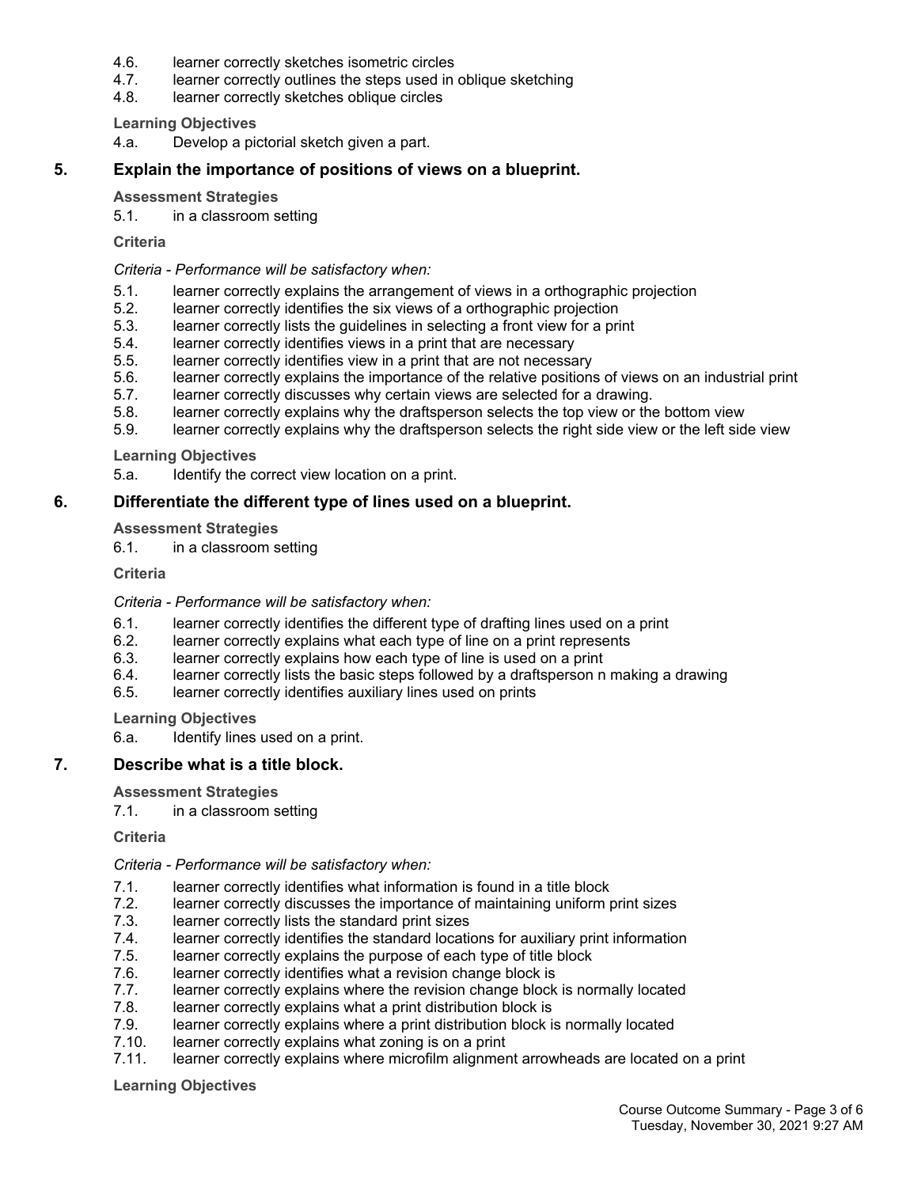4.6. learner correctly sketches isometric circles
4.7. learner correctly outlines the steps used in oblique sketching
4.8. learner correctly sketches oblique circles

**Learning Objectives**

4.a. Develop a pictorial sketch given a part.

## 5. Explain the importance of positions of views on a blueprint.

**Assessment Strategies**

5.1. in a classroom setting

**Criteria**

*Criteria - Performance will be satisfactory when:*

5.1. learner correctly explains the arrangement of views in a orthographic projection
5.2. learner correctly identifies the six views of a orthographic projection
5.3. learner correctly lists the guidelines in selecting a front view for a print
5.4. learner correctly identifies views in a print that are necessary
5.5. learner correctly identifies view in a print that are not necessary
5.6. learner correctly explains the importance of the relative positions of views on an industrial print
5.7. learner correctly discusses why certain views are selected for a drawing.
5.8. learner correctly explains why the draftsperson selects the top view or the bottom view
5.9. learner correctly explains why the draftsperson selects the right side view or the left side view

**Learning Objectives**

5.a. Identify the correct view location on a print.

## 6. Differentiate the different type of lines used on a blueprint.

**Assessment Strategies**

6.1. in a classroom setting

**Criteria**

*Criteria - Performance will be satisfactory when:*

6.1. learner correctly identifies the different type of drafting lines used on a print
6.2. learner correctly explains what each type of line on a print represents
6.3. learner correctly explains how each type of line is used on a print
6.4. learner correctly lists the basic steps followed by a draftsperson n making a drawing
6.5. learner correctly identifies auxiliary lines used on prints

**Learning Objectives**

6.a. Identify lines used on a print.

## 7. Describe what is a title block.

**Assessment Strategies**

7.1. in a classroom setting

**Criteria**

*Criteria - Performance will be satisfactory when:*

7.1. learner correctly identifies what information is found in a title block
7.2. learner correctly discusses the importance of maintaining uniform print sizes
7.3. learner correctly lists the standard print sizes
7.4. learner correctly identifies the standard locations for auxiliary print information
7.5. learner correctly explains the purpose of each type of title block
7.6. learner correctly identifies what a revision change block is
7.7. learner correctly explains where the revision change block is normally located
7.8. learner correctly explains what a print distribution block is
7.9. learner correctly explains where a print distribution block is normally located
7.10. learner correctly explains what zoning is on a print
7.11. learner correctly explains where microfilm alignment arrowheads are located on a print

**Learning Objectives**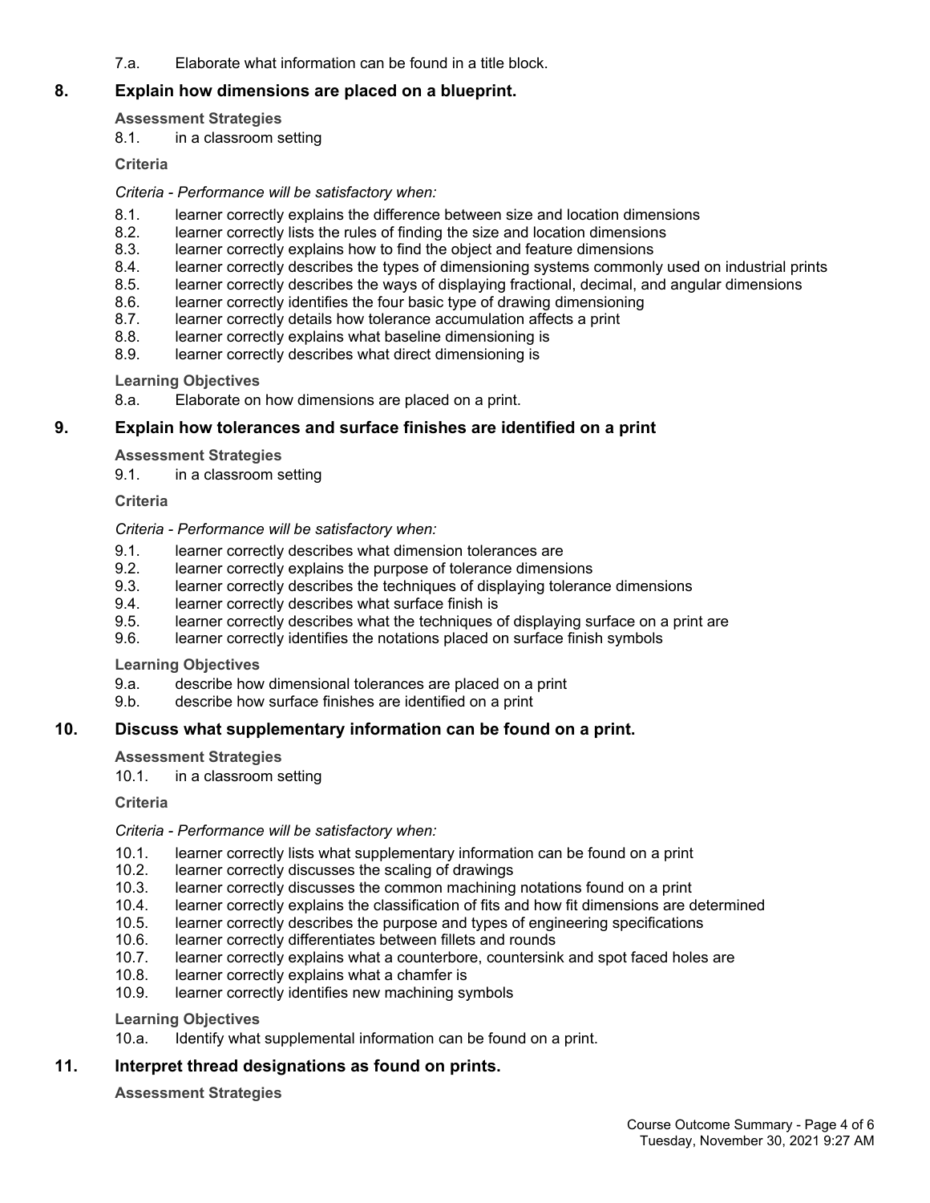7.a. Elaborate what information can be found in a title block.

## 8. Explain how dimensions are placed on a blueprint.

**Assessment Strategies**

8.1. in a classroom setting

**Criteria**

*Criteria - Performance will be satisfactory when:*

8.1. learner correctly explains the difference between size and location dimensions
8.2. learner correctly lists the rules of finding the size and location dimensions
8.3. learner correctly explains how to find the object and feature dimensions
8.4. learner correctly describes the types of dimensioning systems commonly used on industrial prints
8.5. learner correctly describes the ways of displaying fractional, decimal, and angular dimensions
8.6. learner correctly identifies the four basic type of drawing dimensioning
8.7. learner correctly details how tolerance accumulation affects a print
8.8. learner correctly explains what baseline dimensioning is
8.9. learner correctly describes what direct dimensioning is

**Learning Objectives**

8.a. Elaborate on how dimensions are placed on a print.

## 9. Explain how tolerances and surface finishes are identified on a print

**Assessment Strategies**

9.1. in a classroom setting

**Criteria**

*Criteria - Performance will be satisfactory when:*

9.1. learner correctly describes what dimension tolerances are
9.2. learner correctly explains the purpose of tolerance dimensions
9.3. learner correctly describes the techniques of displaying tolerance dimensions
9.4. learner correctly describes what surface finish is
9.5. learner correctly describes what the techniques of displaying surface on a print are
9.6. learner correctly identifies the notations placed on surface finish symbols

**Learning Objectives**

9.a. describe how dimensional tolerances are placed on a print
9.b. describe how surface finishes are identified on a print

## 10. Discuss what supplementary information can be found on a print.

**Assessment Strategies**

10.1. in a classroom setting

**Criteria**

*Criteria - Performance will be satisfactory when:*

10.1. learner correctly lists what supplementary information can be found on a print
10.2. learner correctly discusses the scaling of drawings
10.3. learner correctly discusses the common machining notations found on a print
10.4. learner correctly explains the classification of fits and how fit dimensions are determined
10.5. learner correctly describes the purpose and types of engineering specifications
10.6. learner correctly differentiates between fillets and rounds
10.7. learner correctly explains what a counterbore, countersink and spot faced holes are
10.8. learner correctly explains what a chamfer is
10.9. learner correctly identifies new machining symbols

**Learning Objectives**

10.a. Identify what supplemental information can be found on a print.

## 11. Interpret thread designations as found on prints.

**Assessment Strategies**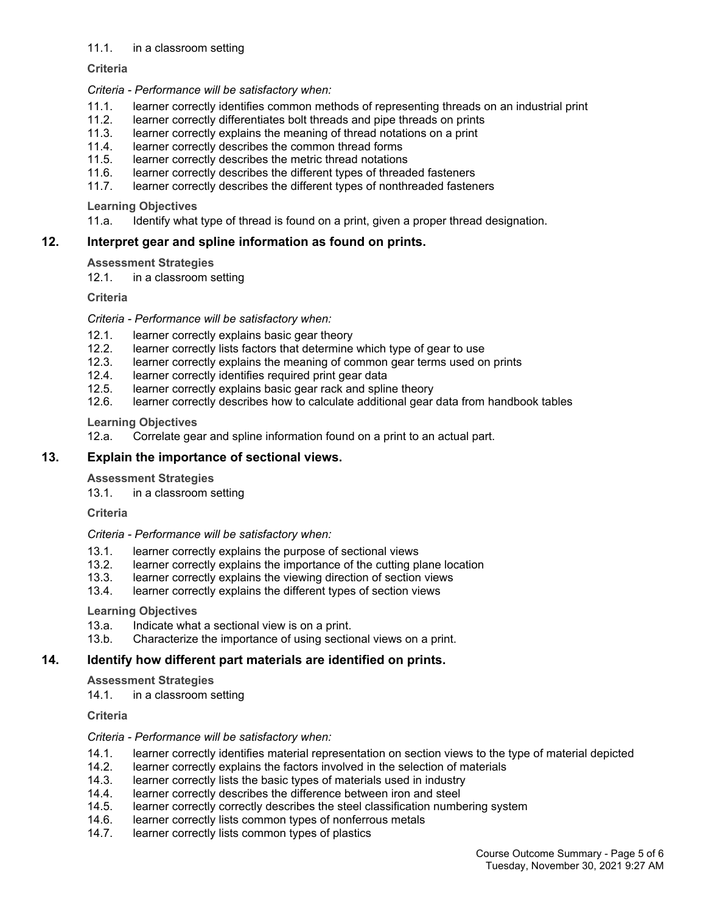11.1. in a classroom setting

**Criteria**

*Criteria - Performance will be satisfactory when:*

11.1. learner correctly identifies common methods of representing threads on an industrial print
11.2. learner correctly differentiates bolt threads and pipe threads on prints
11.3. learner correctly explains the meaning of thread notations on a print
11.4. learner correctly describes the common thread forms
11.5. learner correctly describes the metric thread notations
11.6. learner correctly describes the different types of threaded fasteners
11.7. learner correctly describes the different types of nonthreaded fasteners

**Learning Objectives**

11.a. Identify what type of thread is found on a print, given a proper thread designation.

## 12. Interpret gear and spline information as found on prints.

**Assessment Strategies**

12.1. in a classroom setting

**Criteria**

*Criteria - Performance will be satisfactory when:*

12.1. learner correctly explains basic gear theory
12.2. learner correctly lists factors that determine which type of gear to use
12.3. learner correctly explains the meaning of common gear terms used on prints
12.4. learner correctly identifies required print gear data
12.5. learner correctly explains basic gear rack and spline theory
12.6. learner correctly describes how to calculate additional gear data from handbook tables

**Learning Objectives**

12.a. Correlate gear and spline information found on a print to an actual part.

## 13. Explain the importance of sectional views.

**Assessment Strategies**

13.1. in a classroom setting

**Criteria**

*Criteria - Performance will be satisfactory when:*

13.1. learner correctly explains the purpose of sectional views
13.2. learner correctly explains the importance of the cutting plane location
13.3. learner correctly explains the viewing direction of section views
13.4. learner correctly explains the different types of section views

**Learning Objectives**

13.a. Indicate what a sectional view is on a print.
13.b. Characterize the importance of using sectional views on a print.

## 14. Identify how different part materials are identified on prints.

**Assessment Strategies**

14.1. in a classroom setting

**Criteria**

*Criteria - Performance will be satisfactory when:*

14.1. learner correctly identifies material representation on section views to the type of material depicted
14.2. learner correctly explains the factors involved in the selection of materials
14.3. learner correctly lists the basic types of materials used in industry
14.4. learner correctly describes the difference between iron and steel
14.5. learner correctly correctly describes the steel classification numbering system
14.6. learner correctly lists common types of nonferrous metals
14.7. learner correctly lists common types of plastics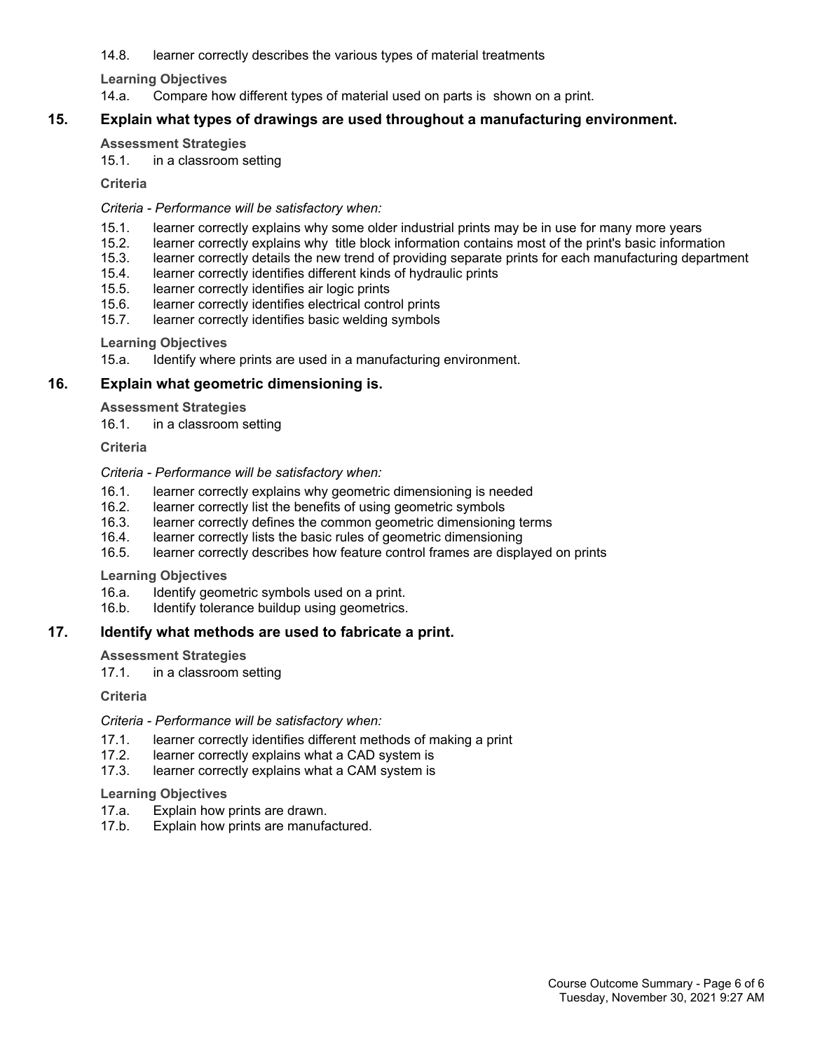14.8. learner correctly describes the various types of material treatments

**Learning Objectives**

14.a. Compare how different types of material used on parts is shown on a print.

## 15. Explain what types of drawings are used throughout a manufacturing environment.

**Assessment Strategies**

15.1. in a classroom setting

**Criteria**

*Criteria - Performance will be satisfactory when:*

15.1. learner correctly explains why some older industrial prints may be in use for many more years
15.2. learner correctly explains why title block information contains most of the print's basic information
15.3. learner correctly details the new trend of providing separate prints for each manufacturing department
15.4. learner correctly identifies different kinds of hydraulic prints
15.5. learner correctly identifies air logic prints
15.6. learner correctly identifies electrical control prints
15.7. learner correctly identifies basic welding symbols

**Learning Objectives**

15.a. Identify where prints are used in a manufacturing environment.

## 16. Explain what geometric dimensioning is.

**Assessment Strategies**

16.1. in a classroom setting

**Criteria**

*Criteria - Performance will be satisfactory when:*

16.1. learner correctly explains why geometric dimensioning is needed
16.2. learner correctly list the benefits of using geometric symbols
16.3. learner correctly defines the common geometric dimensioning terms
16.4. learner correctly lists the basic rules of geometric dimensioning
16.5. learner correctly describes how feature control frames are displayed on prints

**Learning Objectives**

16.a. Identify geometric symbols used on a print.
16.b. Identify tolerance buildup using geometrics.

## 17. Identify what methods are used to fabricate a print.

**Assessment Strategies**

17.1. in a classroom setting

**Criteria**

*Criteria - Performance will be satisfactory when:*

17.1. learner correctly identifies different methods of making a print
17.2. learner correctly explains what a CAD system is
17.3. learner correctly explains what a CAM system is

**Learning Objectives**

17.a. Explain how prints are drawn.
17.b. Explain how prints are manufactured.